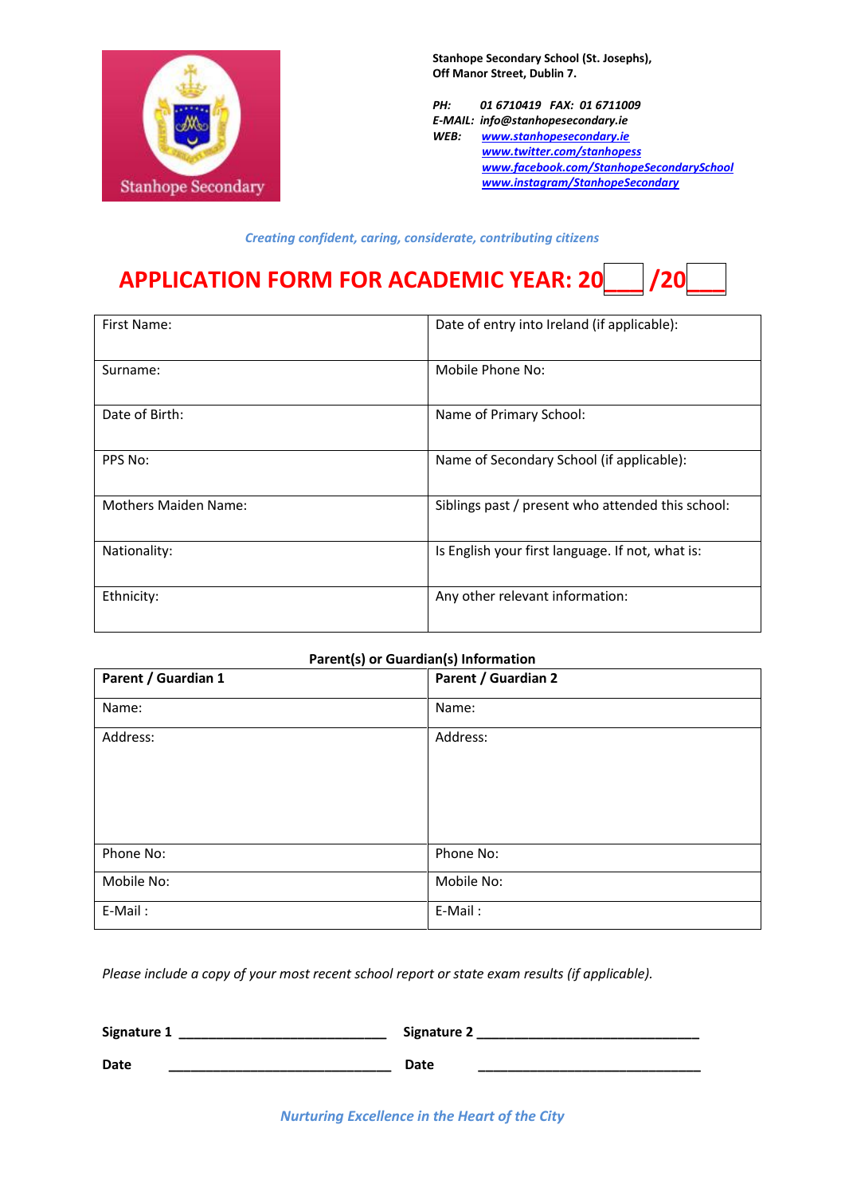**Stanhope Secondary School (St. Josephs),**
**Off Manor Street, Dublin 7.**

*PH: 01 6710419 FAX: 01 6711009*
*E-MAIL: info@stanhopesecondary.ie*
*WEB: www.stanhopesecondary.ie*
*www.twitter.com/stanhopess*
*www.facebook.com/StanhopeSecondarySchool*
*www.instagram/StanhopeSecondary*

*Creating confident, caring, considerate, contributing citizens*

# APPLICATION FORM FOR ACADEMIC YEAR: 20___ /20___

| First Name: | Date of entry into Ireland (if applicable): |
|---|---|
| Surname: | Mobile Phone No: |
| Date of Birth: | Name of Primary School: |
| PPS No: | Name of Secondary School (if applicable): |
| Mothers Maiden Name: | Siblings past / present who attended this school: |
| Nationality: | Is English your first language. If not, what is: |
| Ethnicity: | Any other relevant information: |

**Parent(s) or Guardian(s) Information**

| **Parent / Guardian 1** | **Parent / Guardian 2** |
|---|---|
| Name: | Name: |
| Address: | Address: |
| Phone No: | Phone No: |
| Mobile No: | Mobile No: |
| E-Mail : | E-Mail : |

*Please include a copy of your most recent school report or state exam results (if applicable).*

**Signature 1** ____________________________ **Signature 2** ______________________________

**Date** ______________________________ **Date** ______________________________

*Nurturing Excellence in the Heart of the City*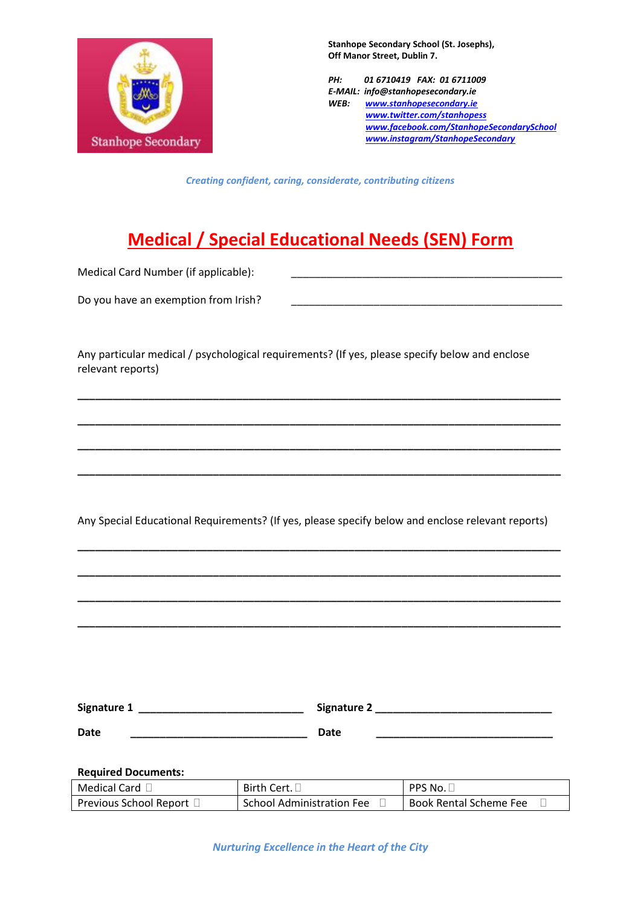**Stanhope Secondary School (St. Josephs),**
**Off Manor Street, Dublin 7.**

***PH:*** *01 6710419* ***FAX:*** *01 6711009*
***E-MAIL:*** *info@stanhopesecondary.ie*
***WEB:*** *www.stanhopesecondary.ie*
*www.twitter.com/stanhopess*
*www.facebook.com/StanhopeSecondarySchool*
*www.instagram/StanhopeSecondary*

*Creating confident, caring, considerate, contributing citizens*

# Medical / Special Educational Needs (SEN) Form

Medical Card Number (if applicable): ______________________________________________

Do you have an exemption from Irish? ______________________________________________

Any particular medical / psychological requirements? (If yes, please specify below and enclose relevant reports)

________________________________________________________________________________

________________________________________________________________________________

________________________________________________________________________________

________________________________________________________________________________

Any Special Educational Requirements? (If yes, please specify below and enclose relevant reports)

________________________________________________________________________________

________________________________________________________________________________

________________________________________________________________________________

________________________________________________________________________________

**Signature 1** ____________________________ **Signature 2** ______________________________

**Date** ______________________________ **Date** ______________________________

**Required Documents:**

| | | |
|---|---|---|
| Medical Card ☐ | Birth Cert. ☐ | PPS No. ☐ |
| Previous School Report ☐ | School Administration Fee ☐ | Book Rental Scheme Fee ☐ |

*Nurturing Excellence in the Heart of the City*